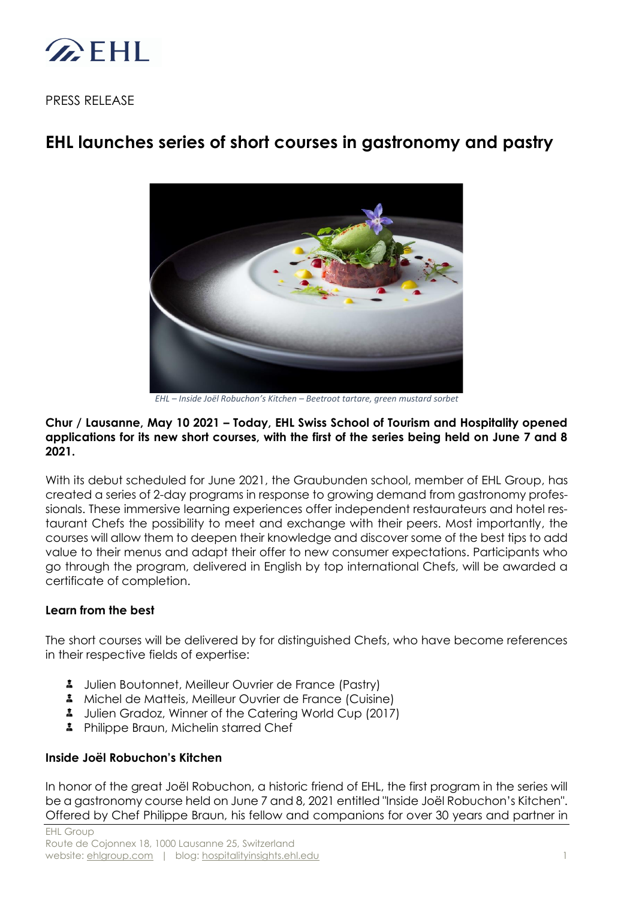PRESS RELEASE

# EHL launches series of short courses in gastronomy and pastry

*EHL – Inside Joël Robuchon's Kitchen – Beetroot tartare, green mustard sorbet*

**Chur / Lausanne, May 10 2021 – Today, EHL Swiss School of Tourism and Hospitality opened applications for its new short courses, with the first of the series being held on June 7 and 8 2021.**

With its debut scheduled for June 2021, the Graubunden school, member of EHL Group, has created a series of 2-day programs in response to growing demand from gastronomy professionals. These immersive learning experiences offer independent restaurateurs and hotel restaurant Chefs the possibility to meet and exchange with their peers. Most importantly, the courses will allow them to deepen their knowledge and discover some of the best tips to add value to their menus and adapt their offer to new consumer expectations. Participants who go through the program, delivered in English by top international Chefs, will be awarded a certificate of completion.

### Learn from the best

The short courses will be delivered by for distinguished Chefs, who have become references in their respective fields of expertise:

- Julien Boutonnet, Meilleur Ouvrier de France (Pastry)
- Michel de Matteis, Meilleur Ouvrier de France (Cuisine)
- Julien Gradoz, Winner of the Catering World Cup (2017)
- Philippe Braun, Michelin starred Chef

### Inside Joël Robuchon's Kitchen

In honor of the great Joël Robuchon, a historic friend of EHL, the first program in the series will be a gastronomy course held on June 7 and 8, 2021 entitled "Inside Joël Robuchon's Kitchen". Offered by Chef Philippe Braun, his fellow and companions for over 30 years and partner in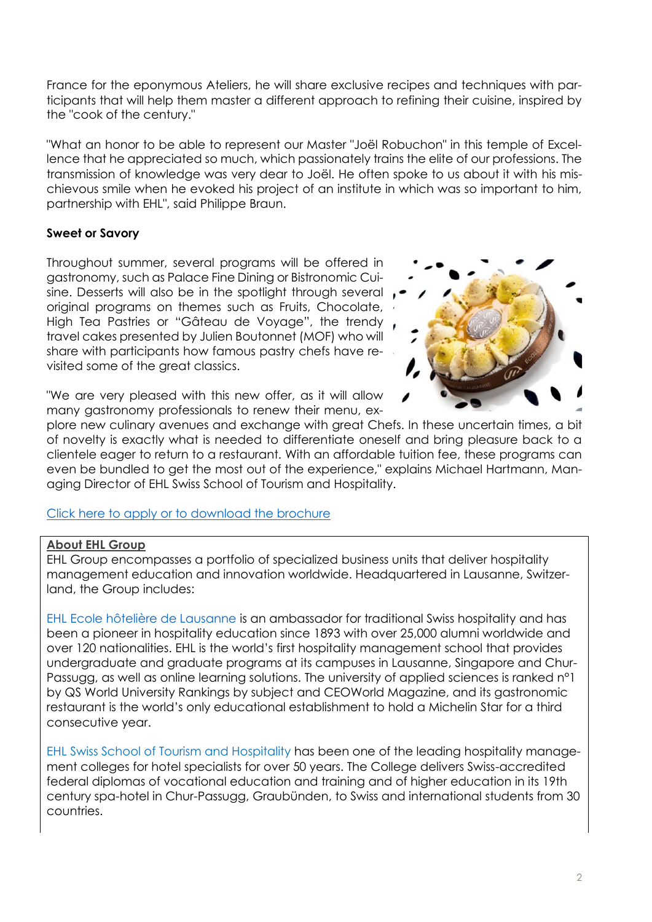France for the eponymous Ateliers, he will share exclusive recipes and techniques with participants that will help them master a different approach to refining their cuisine, inspired by the "cook of the century."

"What an honor to be able to represent our Master "Joël Robuchon" in this temple of Excellence that he appreciated so much, which passionately trains the elite of our professions. The transmission of knowledge was very dear to Joël. He often spoke to us about it with his mischievous smile when he evoked his project of an institute in which was so important to him, partnership with EHL", said Philippe Braun.

**Sweet or Savory**

Throughout summer, several programs will be offered in gastronomy, such as Palace Fine Dining or Bistronomic Cuisine. Desserts will also be in the spotlight through several original programs on themes such as Fruits, Chocolate, High Tea Pastries or "Gâteau de Voyage", the trendy travel cakes presented by Julien Boutonnet (MOF) who will share with participants how famous pastry chefs have revisited some of the great classics.

"We are very pleased with this new offer, as it will allow many gastronomy professionals to renew their menu, explore new culinary avenues and exchange with great Chefs. In these uncertain times, a bit of novelty is exactly what is needed to differentiate oneself and bring pleasure back to a clientele eager to return to a restaurant. With an affordable tuition fee, these programs can even be bundled to get the most out of the experience," explains Michael Hartmann, Managing Director of EHL Swiss School of Tourism and Hospitality.

Click here to apply or to download the brochure

**About EHL Group**

EHL Group encompasses a portfolio of specialized business units that deliver hospitality management education and innovation worldwide. Headquartered in Lausanne, Switzerland, the Group includes:

EHL Ecole hôtelière de Lausanne is an ambassador for traditional Swiss hospitality and has been a pioneer in hospitality education since 1893 with over 25,000 alumni worldwide and over 120 nationalities. EHL is the world's first hospitality management school that provides undergraduate and graduate programs at its campuses in Lausanne, Singapore and Chur-Passugg, as well as online learning solutions. The university of applied sciences is ranked n°1 by QS World University Rankings by subject and CEOWorld Magazine, and its gastronomic restaurant is the world's only educational establishment to hold a Michelin Star for a third consecutive year.

EHL Swiss School of Tourism and Hospitality has been one of the leading hospitality management colleges for hotel specialists for over 50 years. The College delivers Swiss-accredited federal diplomas of vocational education and training and of higher education in its 19th century spa-hotel in Chur-Passugg, Graubünden, to Swiss and international students from 30 countries.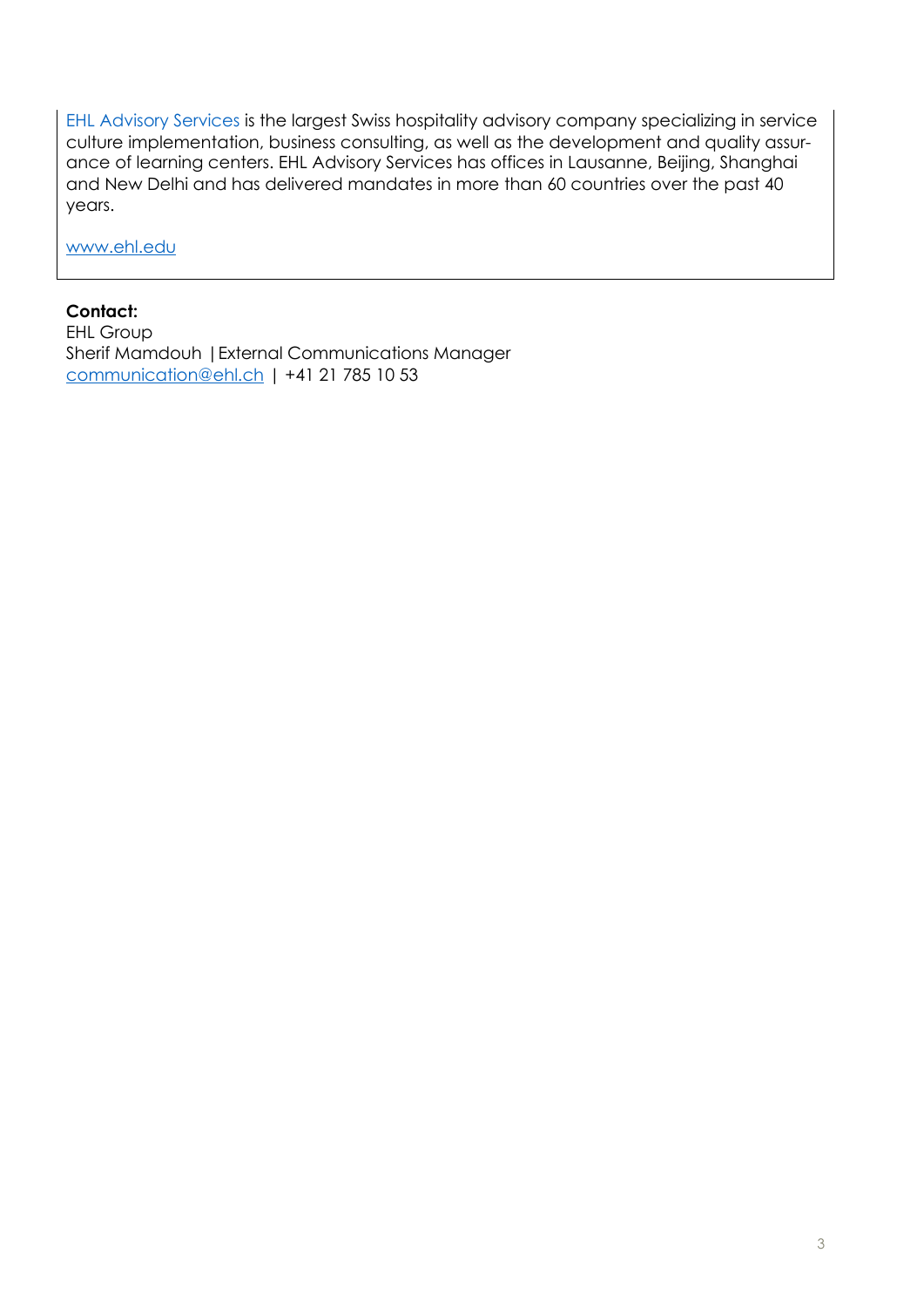EHL Advisory Services is the largest Swiss hospitality advisory company specializing in service culture implementation, business consulting, as well as the development and quality assurance of learning centers. EHL Advisory Services has offices in Lausanne, Beijing, Shanghai and New Delhi and has delivered mandates in more than 60 countries over the past 40 years.

www.ehl.edu

**Contact:**
EHL Group
Sherif Mamdouh | External Communications Manager
communication@ehl.ch | +41 21 785 10 53